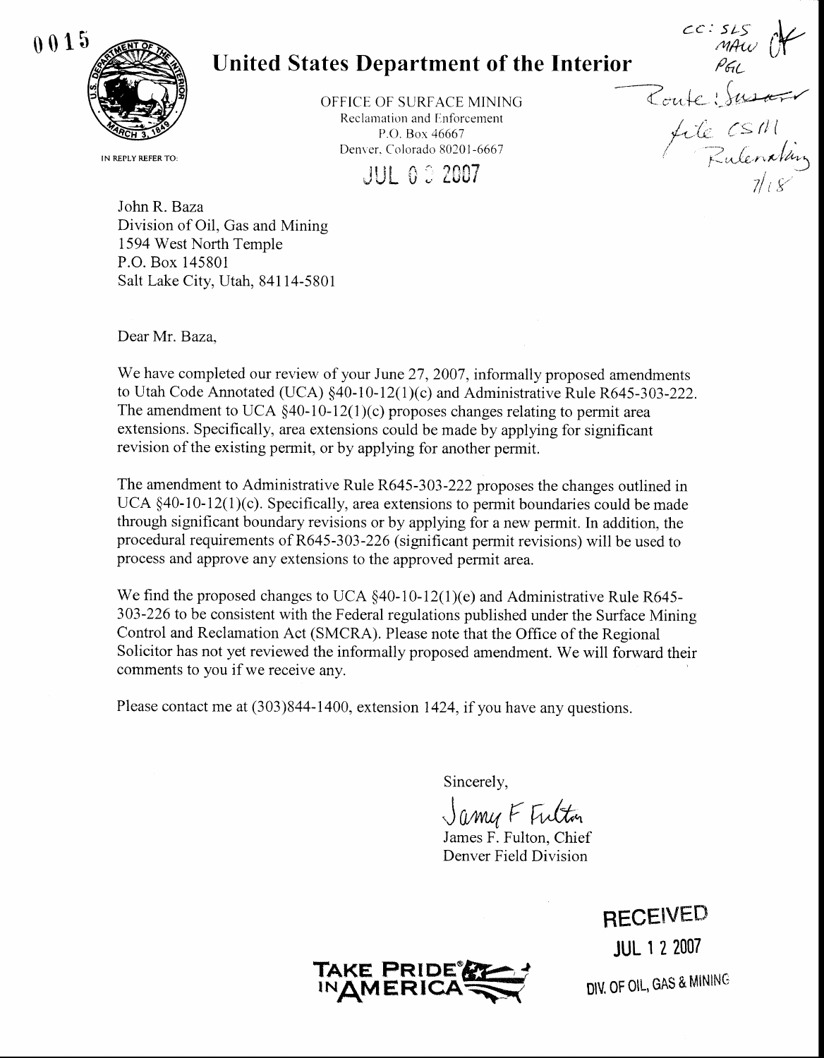0015

# United States Department of the Interior

IN REPLY REFER TO:

OFFICE OF SURFACE MINING
Reclamation and Enforcement
P.O. Box 46667
Denver, Colorado 80201-6667

JUL 0 3 2007

cc: SLS
MAW OK
PGL
Route: Susan
file CSM
Rulemaking
7/18

John R. Baza
Division of Oil, Gas and Mining
1594 West North Temple
P.O. Box 145801
Salt Lake City, Utah, 84114-5801

Dear Mr. Baza,

We have completed our review of your June 27, 2007, informally proposed amendments to Utah Code Annotated (UCA) §40-10-12(1)(c) and Administrative Rule R645-303-222. The amendment to UCA §40-10-12(1)(c) proposes changes relating to permit area extensions. Specifically, area extensions could be made by applying for significant revision of the existing permit, or by applying for another permit.

The amendment to Administrative Rule R645-303-222 proposes the changes outlined in UCA §40-10-12(1)(c). Specifically, area extensions to permit boundaries could be made through significant boundary revisions or by applying for a new permit. In addition, the procedural requirements of R645-303-226 (significant permit revisions) will be used to process and approve any extensions to the approved permit area.

We find the proposed changes to UCA §40-10-12(1)(e) and Administrative Rule R645-303-226 to be consistent with the Federal regulations published under the Surface Mining Control and Reclamation Act (SMCRA). Please note that the Office of the Regional Solicitor has not yet reviewed the informally proposed amendment. We will forward their comments to you if we receive any.

Please contact me at (303)844-1400, extension 1424, if you have any questions.

Sincerely,

James F Fulton

James F. Fulton, Chief
Denver Field Division

RECEIVED
JUL 12 2007
DIV. OF OIL, GAS & MINING

TAKE PRIDE IN AMERICA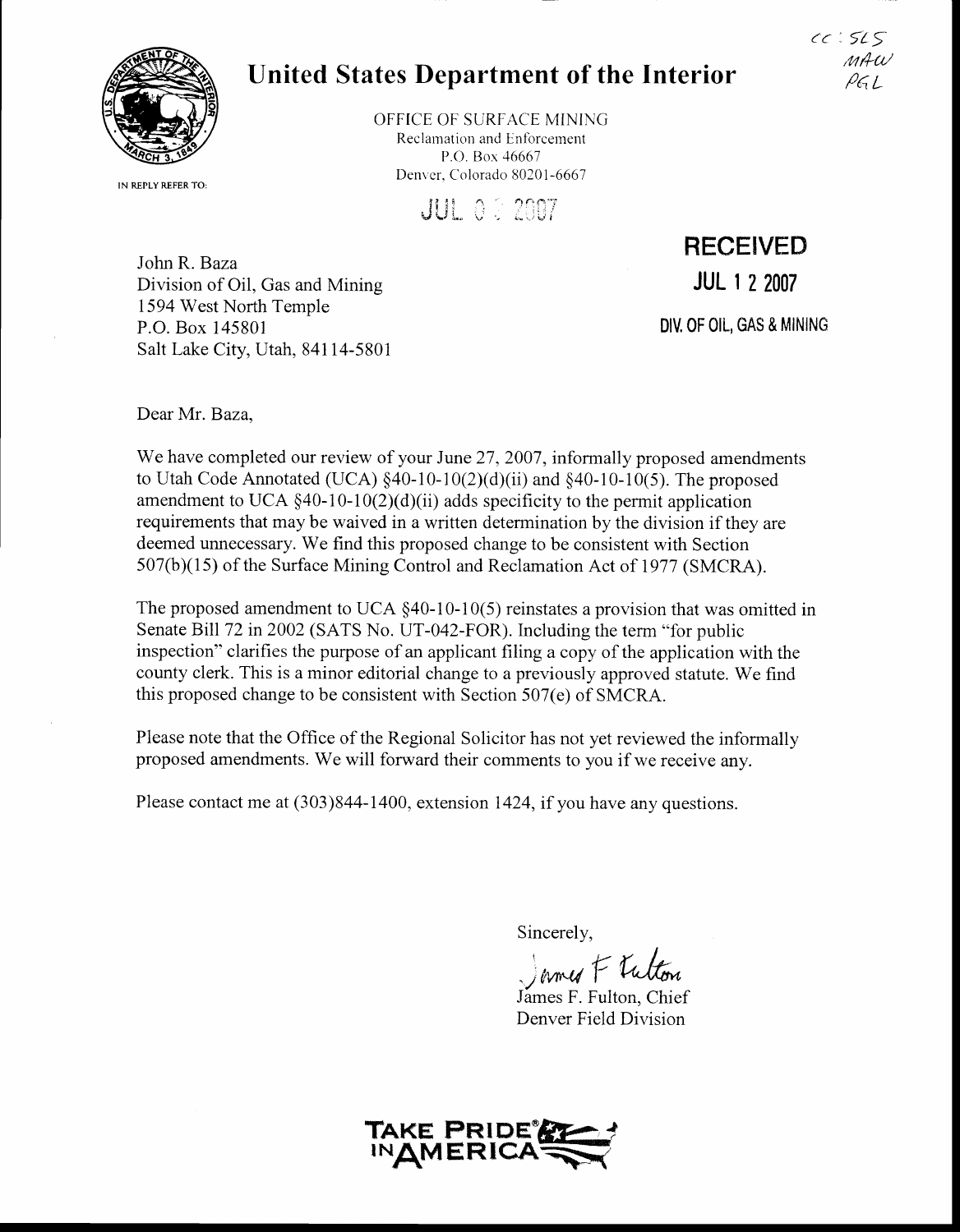cc: SLS
MAW
PGL

# United States Department of the Interior

OFFICE OF SURFACE MINING
Reclamation and Enforcement
P.O. Box 46667
Denver, Colorado 80201-6667

IN REPLY REFER TO:

JUL 0 2 2007

**RECEIVED**
**JUL 1 2 2007**
**DIV. OF OIL, GAS & MINING**

John R. Baza
Division of Oil, Gas and Mining
1594 West North Temple
P.O. Box 145801
Salt Lake City, Utah, 84114-5801

Dear Mr. Baza,

We have completed our review of your June 27, 2007, informally proposed amendments to Utah Code Annotated (UCA) §40-10-10(2)(d)(ii) and §40-10-10(5). The proposed amendment to UCA §40-10-10(2)(d)(ii) adds specificity to the permit application requirements that may be waived in a written determination by the division if they are deemed unnecessary. We find this proposed change to be consistent with Section 507(b)(15) of the Surface Mining Control and Reclamation Act of 1977 (SMCRA).

The proposed amendment to UCA §40-10-10(5) reinstates a provision that was omitted in Senate Bill 72 in 2002 (SATS No. UT-042-FOR). Including the term "for public inspection" clarifies the purpose of an applicant filing a copy of the application with the county clerk. This is a minor editorial change to a previously approved statute. We find this proposed change to be consistent with Section 507(e) of SMCRA.

Please note that the Office of the Regional Solicitor has not yet reviewed the informally proposed amendments. We will forward their comments to you if we receive any.

Please contact me at (303)844-1400, extension 1424, if you have any questions.

Sincerely,

James F. Fulton

James F. Fulton, Chief
Denver Field Division

TAKE PRIDE IN AMERICA